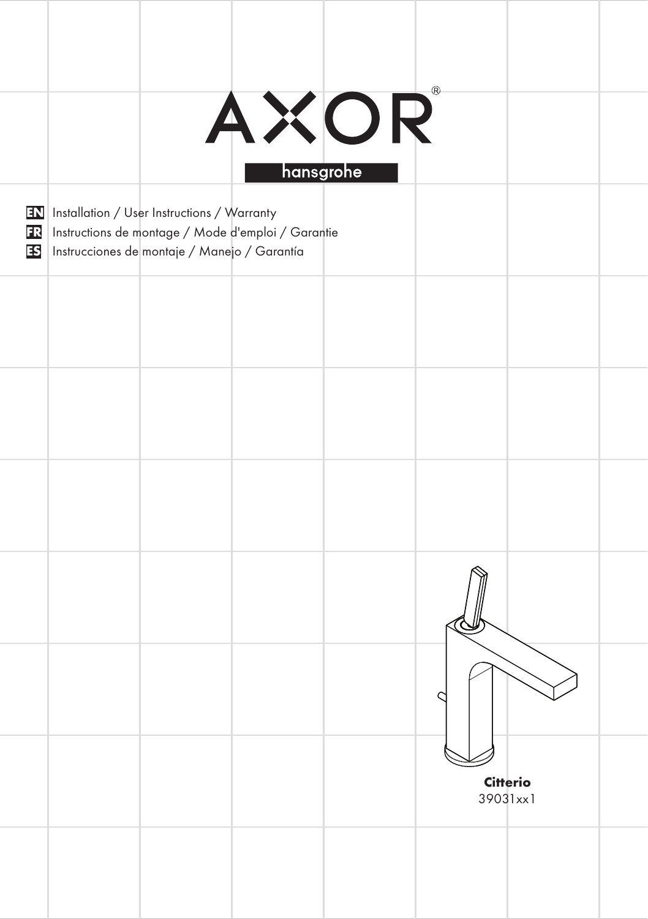# AXOR®

hansgrohe

**EN** Installation / User Instructions / Warranty

**FR** Instructions de montage / Mode d'emploi / Garantie

**ES** Instrucciones de montaje / Manejo / Garantía

**Citterio**

39031xx1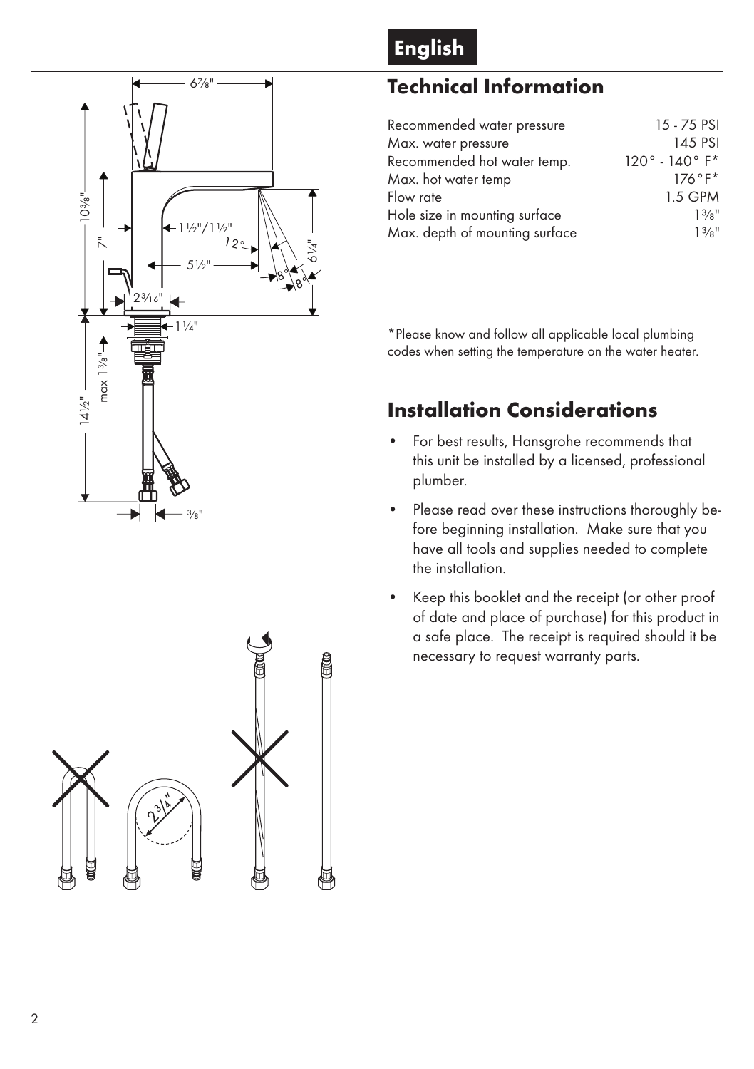## English

# Technical Information

| | |
|---|---|
| Recommended water pressure | 15 - 75 PSI |
| Max. water pressure | 145 PSI |
| Recommended hot water temp. | 120° - 140° F* |
| Max. hot water temp | 176°F* |
| Flow rate | 1.5 GPM |
| Hole size in mounting surface | 1⅜" |
| Max. depth of mounting surface | 1⅜" |

*Please know and follow all applicable local plumbing codes when setting the temperature on the water heater.

# Installation Considerations

- For best results, Hansgrohe recommends that this unit be installed by a licensed, professional plumber.
- Please read over these instructions thoroughly before beginning installation. Make sure that you have all tools and supplies needed to complete the installation.
- Keep this booklet and the receipt (or other proof of date and place of purchase) for this product in a safe place. The receipt is required should it be necessary to request warranty parts.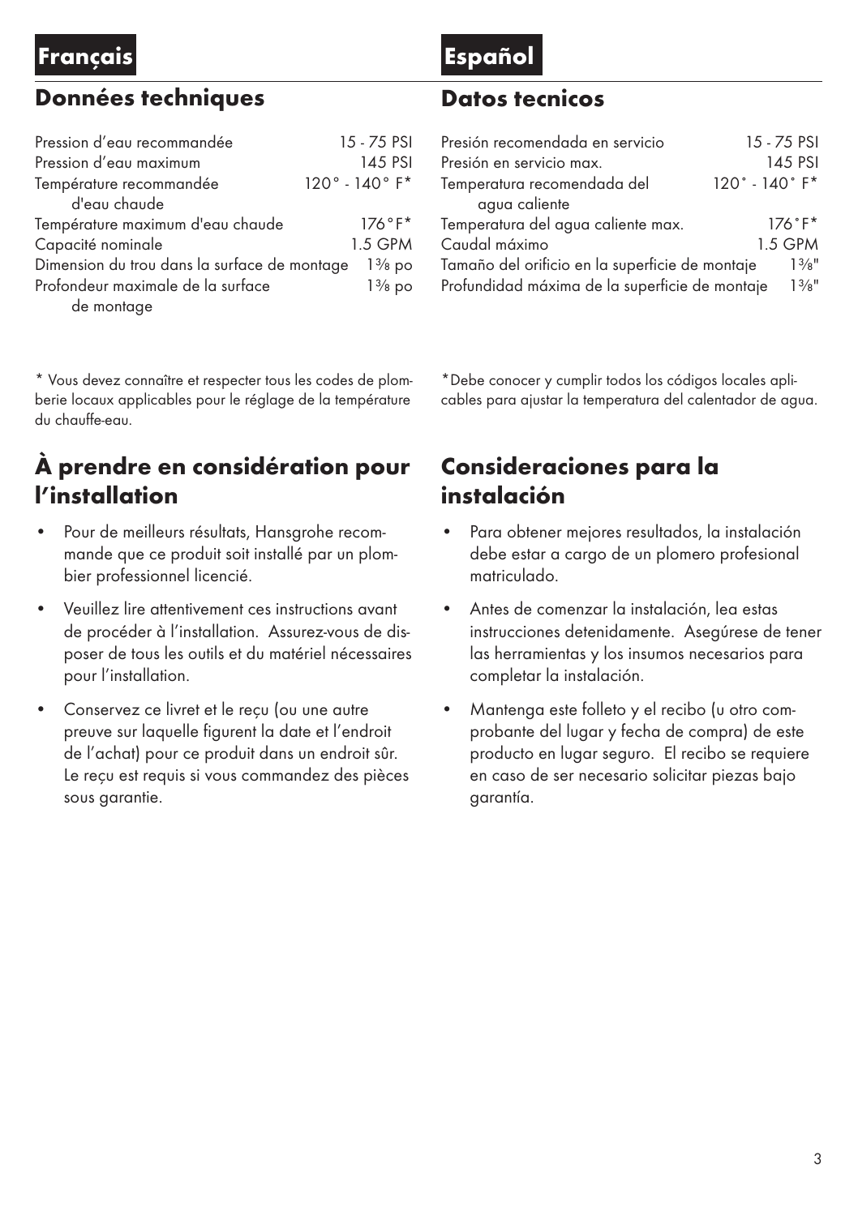# Français

## Données techniques

| | |
|---|---|
| Pression d'eau recommandée | 15 - 75 PSI |
| Pression d'eau maximum | 145 PSI |
| Température recommandée d'eau chaude | 120° - 140° F* |
| Température maximum d'eau chaude | 176°F* |
| Capacité nominale | 1.5 GPM |
| Dimension du trou dans la surface de montage | 1⅜ po |
| Profondeur maximale de la surface de montage | 1⅜ po |

* Vous devez connaître et respecter tous les codes de plomberie locaux applicables pour le réglage de la température du chauffe-eau.

## À prendre en considération pour l'installation

- Pour de meilleurs résultats, Hansgrohe recommande que ce produit soit installé par un plombier professionnel licencié.
- Veuillez lire attentivement ces instructions avant de procéder à l'installation. Assurez-vous de disposer de tous les outils et du matériel nécessaires pour l'installation.
- Conservez ce livret et le reçu (ou une autre preuve sur laquelle figurent la date et l'endroit de l'achat) pour ce produit dans un endroit sûr. Le reçu est requis si vous commandez des pièces sous garantie.

# Español

## Datos tecnicos

| | |
|---|---|
| Presión recomendada en servicio | 15 - 75 PSI |
| Presión en servicio max. | 145 PSI |
| Temperatura recomendada del agua caliente | 120° - 140° F* |
| Temperatura del agua caliente max. | 176°F* |
| Caudal máximo | 1.5 GPM |
| Tamaño del orificio en la superficie de montaje | 1⅜" |
| Profundidad máxima de la superficie de montaje | 1⅜" |

*Debe conocer y cumplir todos los códigos locales aplicables para ajustar la temperatura del calentador de agua.

## Consideraciones para la instalación

- Para obtener mejores resultados, la instalación debe estar a cargo de un plomero profesional matriculado.
- Antes de comenzar la instalación, lea estas instrucciones detenidamente. Asegúrese de tener las herramientas y los insumos necesarios para completar la instalación.
- Mantenga este folleto y el recibo (u otro comprobante del lugar y fecha de compra) de este producto en lugar seguro. El recibo se requiere en caso de ser necesario solicitar piezas bajo garantía.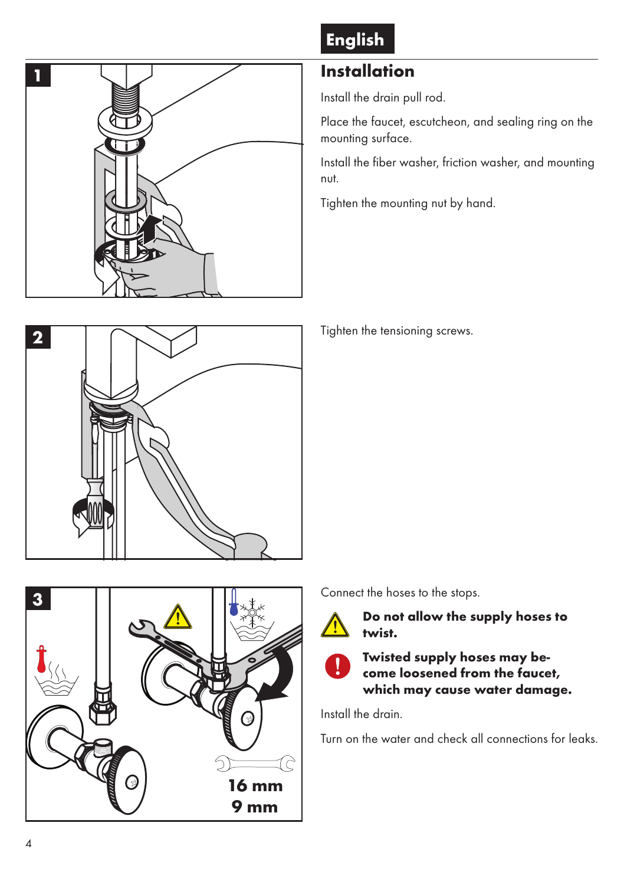## English

### Installation

**1**

Install the drain pull rod.

Place the faucet, escutcheon, and sealing ring on the mounting surface.

Install the fiber washer, friction washer, and mounting nut.

Tighten the mounting nut by hand.

**2**

Tighten the tensioning screws.

**3**

16 mm
9 mm

Connect the hoses to the stops.

**Do not allow the supply hoses to twist.**

**Twisted supply hoses may become loosened from the faucet, which may cause water damage.**

Install the drain.

Turn on the water and check all connections for leaks.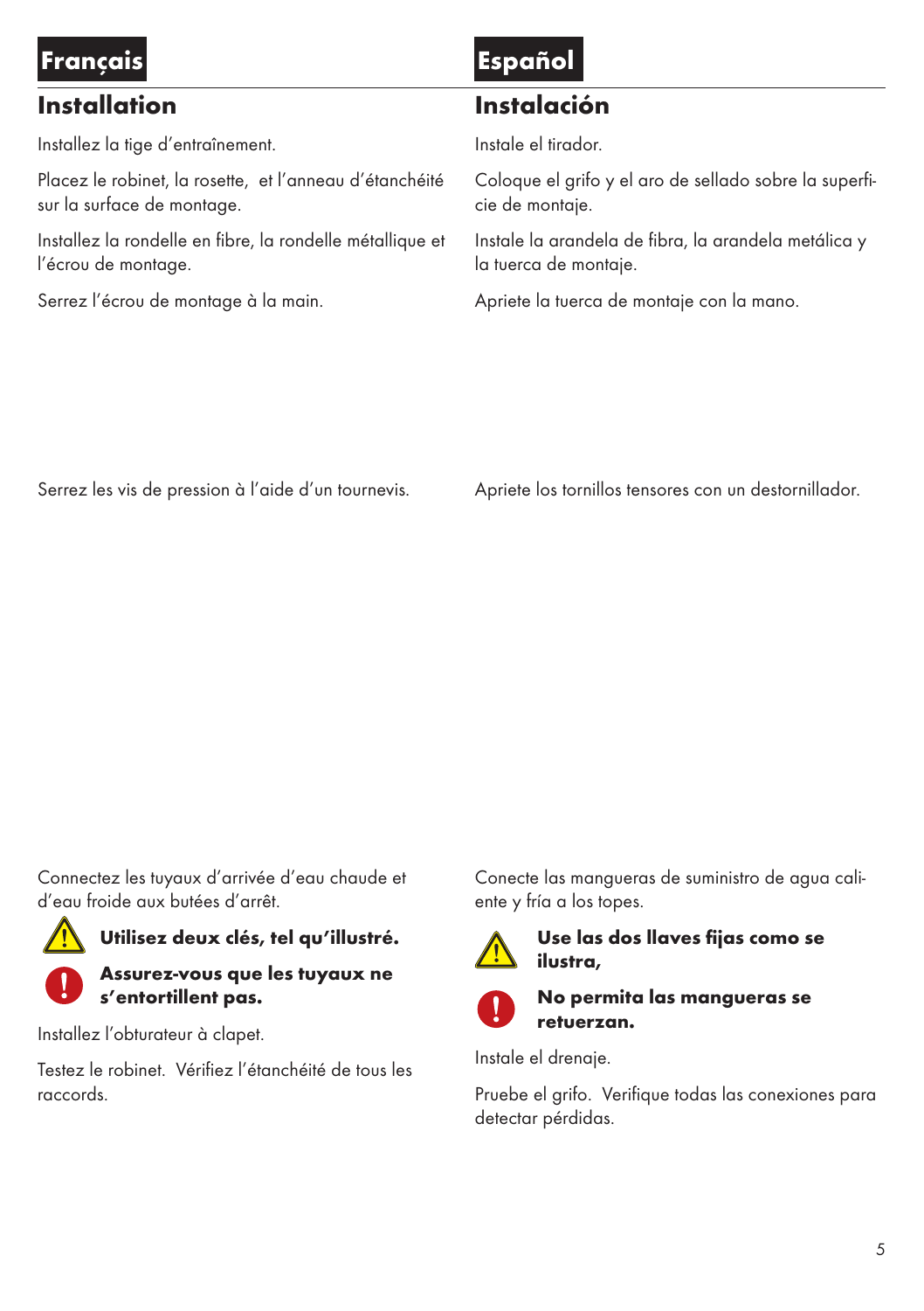# Français

## Installation

Installez la tige d'entraînement.

Placez le robinet, la rosette,  et l'anneau d'étanchéité sur la surface de montage.

Installez la rondelle en fibre, la rondelle métallique et l'écrou de montage.

Serrez l'écrou de montage à la main.

Serrez les vis de pression à l'aide d'un tournevis.

Connectez les tuyaux d'arrivée d'eau chaude et d'eau froide aux butées d'arrêt.

**Utilisez deux clés, tel qu'illustré.**

**Assurez-vous que les tuyaux ne s'entortillent pas.**

Installez l'obturateur à clapet.

Testez le robinet.  Vérifiez l'étanchéité de tous les raccords.

# Español

## Instalación

Instale el tirador.

Coloque el grifo y el aro de sellado sobre la superficie de montaje.

Instale la arandela de fibra, la arandela metálica y la tuerca de montaje.

Apriete la tuerca de montaje con la mano.

Apriete los tornillos tensores con un destornillador.

Conecte las mangueras de suministro de agua caliente y fría a los topes.

**Use las dos llaves fijas como se ilustra,**

**No permita las mangueras se retuerzan.**

Instale el drenaje.

Pruebe el grifo.  Verifique todas las conexiones para detectar pérdidas.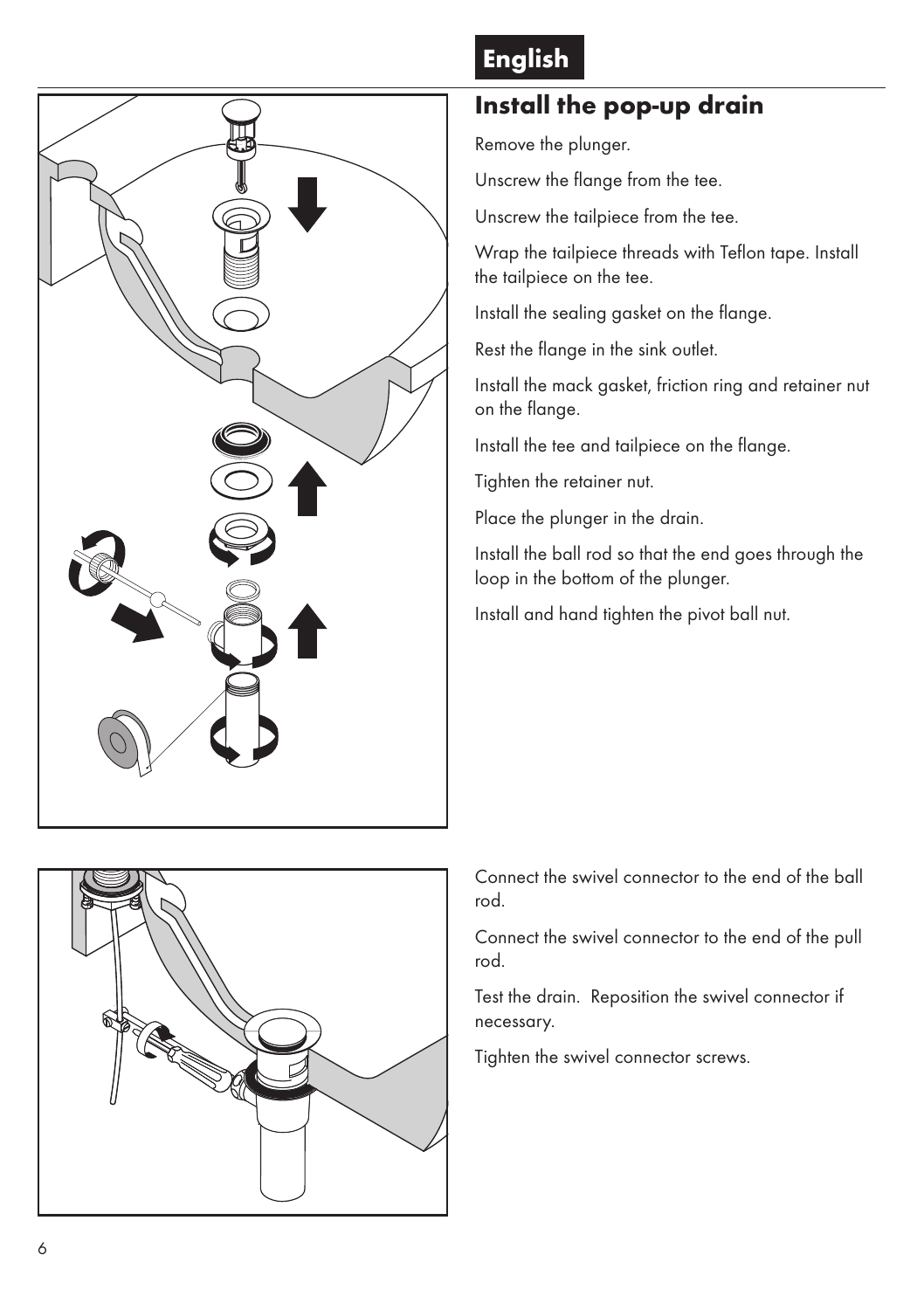# Install the pop-up drain

Remove the plunger.

Unscrew the flange from the tee.

Unscrew the tailpiece from the tee.

Wrap the tailpiece threads with Teflon tape. Install the tailpiece on the tee.

Install the sealing gasket on the flange.

Rest the flange in the sink outlet.

Install the mack gasket, friction ring and retainer nut on the flange.

Install the tee and tailpiece on the flange.

Tighten the retainer nut.

Place the plunger in the drain.

Install the ball rod so that the end goes through the loop in the bottom of the plunger.

Install and hand tighten the pivot ball nut.

Connect the swivel connector to the end of the ball rod.

Connect the swivel connector to the end of the pull rod.

Test the drain. Reposition the swivel connector if necessary.

Tighten the swivel connector screws.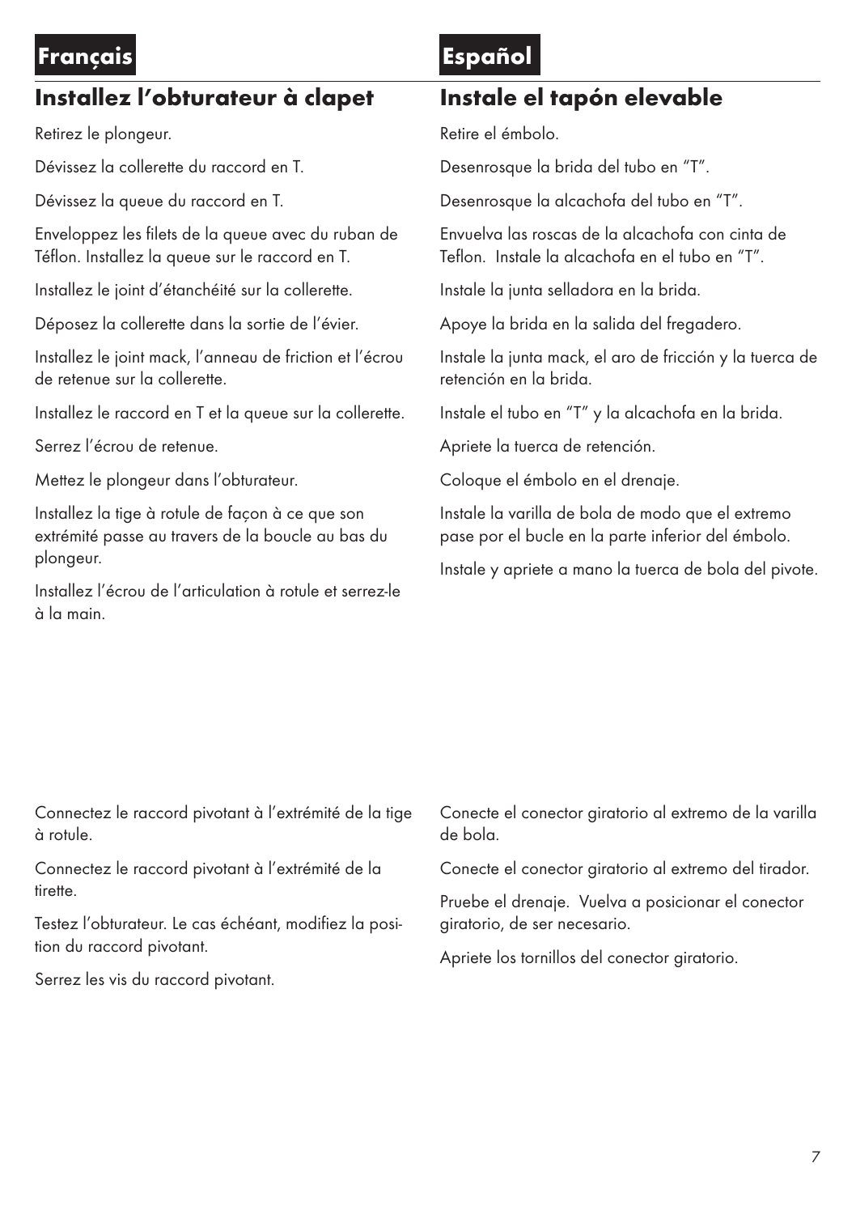## Français

### Installez l'obturateur à clapet

Retirez le plongeur.

Dévissez la collerette du raccord en T.

Dévissez la queue du raccord en T.

Enveloppez les filets de la queue avec du ruban de Téflon. Installez la queue sur le raccord en T.

Installez le joint d'étanchéité sur la collerette.

Déposez la collerette dans la sortie de l'évier.

Installez le joint mack, l'anneau de friction et l'écrou de retenue sur la collerette.

Installez le raccord en T et la queue sur la collerette.

Serrez l'écrou de retenue.

Mettez le plongeur dans l'obturateur.

Installez la tige à rotule de façon à ce que son extrémité passe au travers de la boucle au bas du plongeur.

Installez l'écrou de l'articulation à rotule et serrez-le à la main.

Connectez le raccord pivotant à l'extrémité de la tige à rotule.

Connectez le raccord pivotant à l'extrémité de la tirette.

Testez l'obturateur. Le cas échéant, modifiez la position du raccord pivotant.

Serrez les vis du raccord pivotant.

## Español

### Instale el tapón elevable

Retire el émbolo.

Desenrosque la brida del tubo en "T".

Desenrosque la alcachofa del tubo en "T".

Envuelva las roscas de la alcachofa con cinta de Teflon. Instale la alcachofa en el tubo en "T".

Instale la junta selladora en la brida.

Apoye la brida en la salida del fregadero.

Instale la junta mack, el aro de fricción y la tuerca de retención en la brida.

Instale el tubo en "T" y la alcachofa en la brida.

Apriete la tuerca de retención.

Coloque el émbolo en el drenaje.

Instale la varilla de bola de modo que el extremo pase por el bucle en la parte inferior del émbolo.

Instale y apriete a mano la tuerca de bola del pivote.

Conecte el conector giratorio al extremo de la varilla de bola.

Conecte el conector giratorio al extremo del tirador.

Pruebe el drenaje. Vuelva a posicionar el conector giratorio, de ser necesario.

Apriete los tornillos del conector giratorio.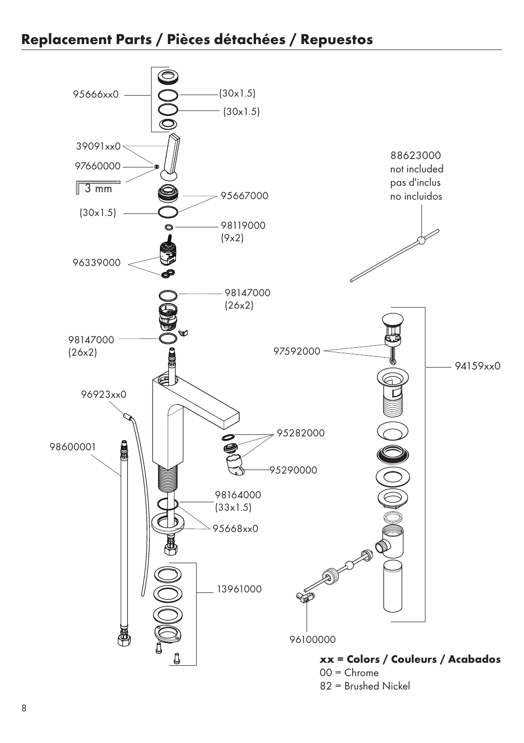## Replacement Parts / Pièces détachées / Repuestos

95666xx0

(30x1.5)

(30x1.5)

39091xx0

97660000

3 mm

95667000

(30x1.5)

98119000
(9x2)

96339000

98147000
(26x2)

98147000
(26x2)

96923xx0

98600001

95282000

95290000

98164000
(33x1.5)

95668xx0

13961000

88623000
not included
pas d'inclus
no incluidos

97592000

94159xx0

96100000

**xx = Colors / Couleurs / Acabados**

00 = Chrome

82 = Brushed Nickel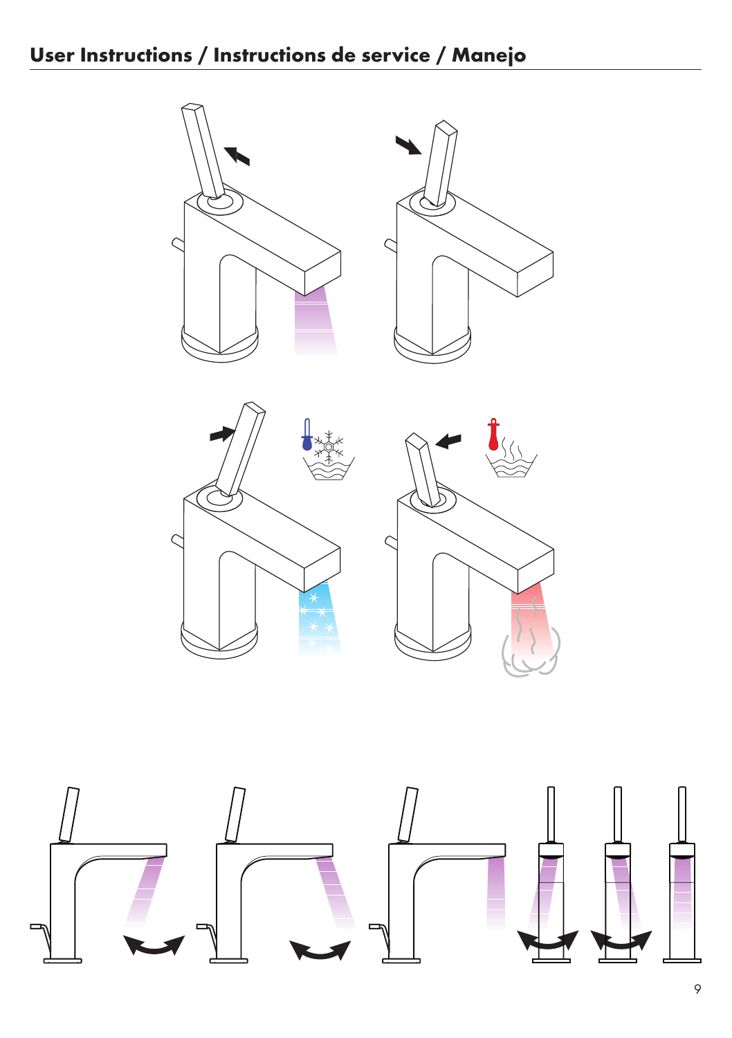## User Instructions / Instructions de service / Manejo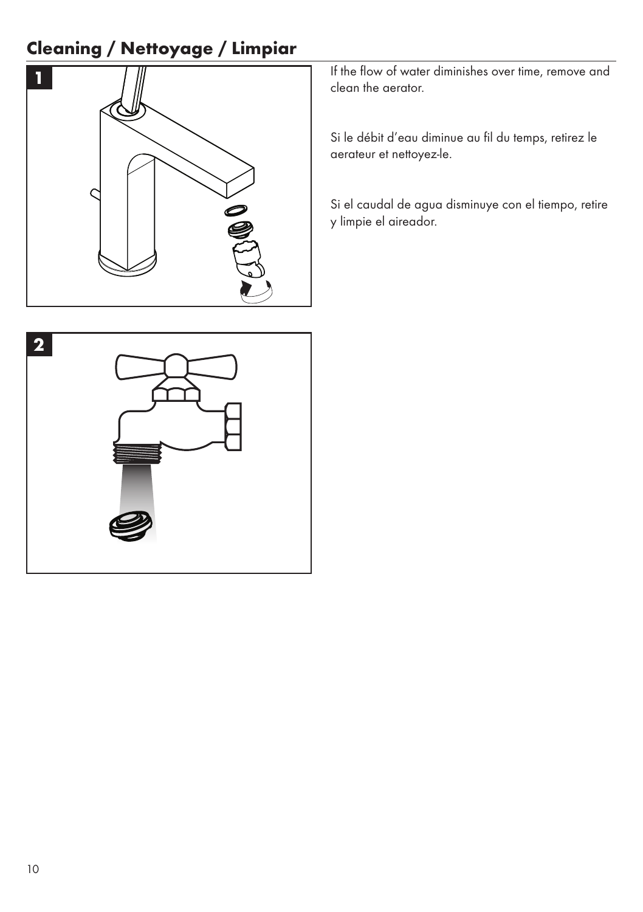## Cleaning / Nettoyage / Limpiar

**1**

If the flow of water diminishes over time, remove and clean the aerator.

Si le débit d'eau diminue au fil du temps, retirez le aerateur et nettoyez-le.

Si el caudal de agua disminuye con el tiempo, retire y limpie el aireador.

**2**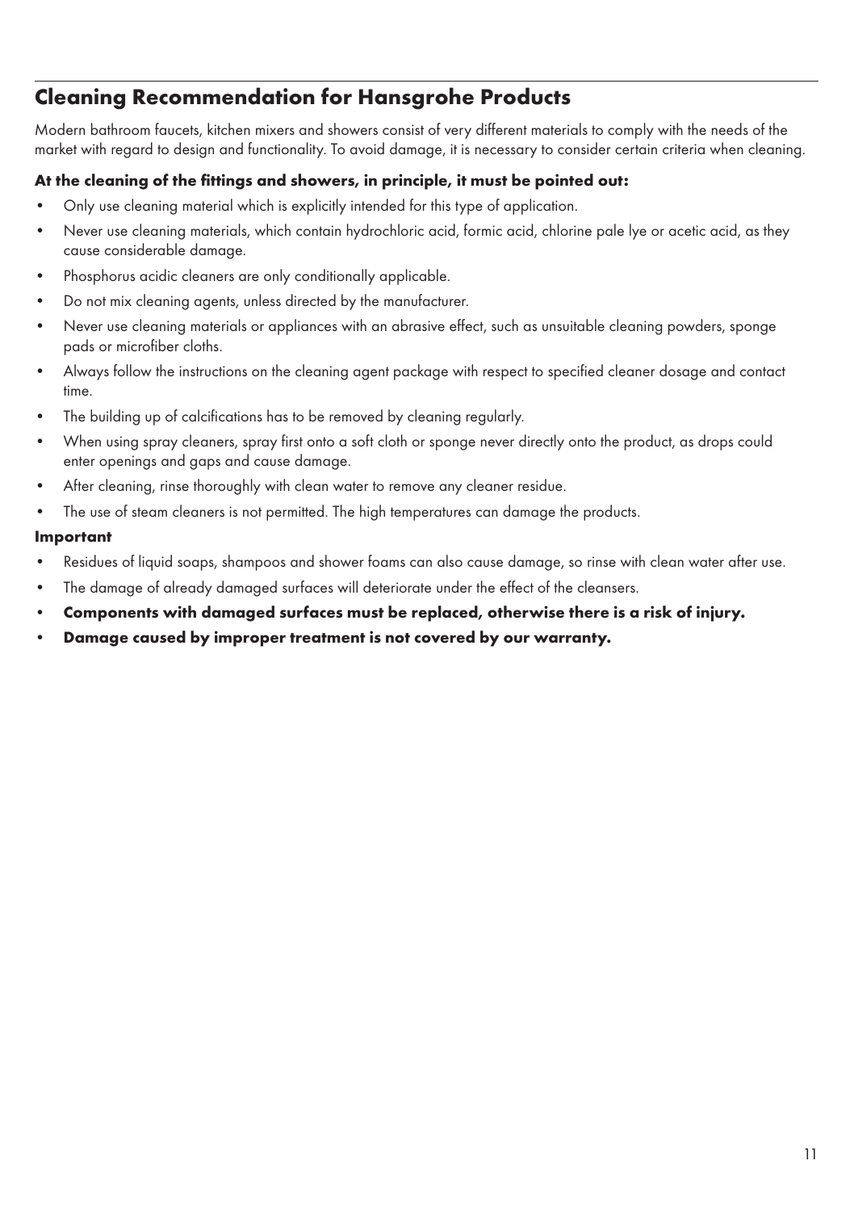## Cleaning Recommendation for Hansgrohe Products

Modern bathroom faucets, kitchen mixers and showers consist of very different materials to comply with the needs of the market with regard to design and functionality. To avoid damage, it is necessary to consider certain criteria when cleaning.

**At the cleaning of the fittings and showers, in principle, it must be pointed out:**

- Only use cleaning material which is explicitly intended for this type of application.
- Never use cleaning materials, which contain hydrochloric acid, formic acid, chlorine pale lye or acetic acid, as they cause considerable damage.
- Phosphorus acidic cleaners are only conditionally applicable.
- Do not mix cleaning agents, unless directed by the manufacturer.
- Never use cleaning materials or appliances with an abrasive effect, such as unsuitable cleaning powders, sponge pads or microfiber cloths.
- Always follow the instructions on the cleaning agent package with respect to specified cleaner dosage and contact time.
- The building up of calcifications has to be removed by cleaning regularly.
- When using spray cleaners, spray first onto a soft cloth or sponge never directly onto the product, as drops could enter openings and gaps and cause damage.
- After cleaning, rinse thoroughly with clean water to remove any cleaner residue.
- The use of steam cleaners is not permitted. The high temperatures can damage the products.

**Important**

- Residues of liquid soaps, shampoos and shower foams can also cause damage, so rinse with clean water after use.
- The damage of already damaged surfaces will deteriorate under the effect of the cleansers.
- **Components with damaged surfaces must be replaced, otherwise there is a risk of injury.**
- **Damage caused by improper treatment is not covered by our warranty.**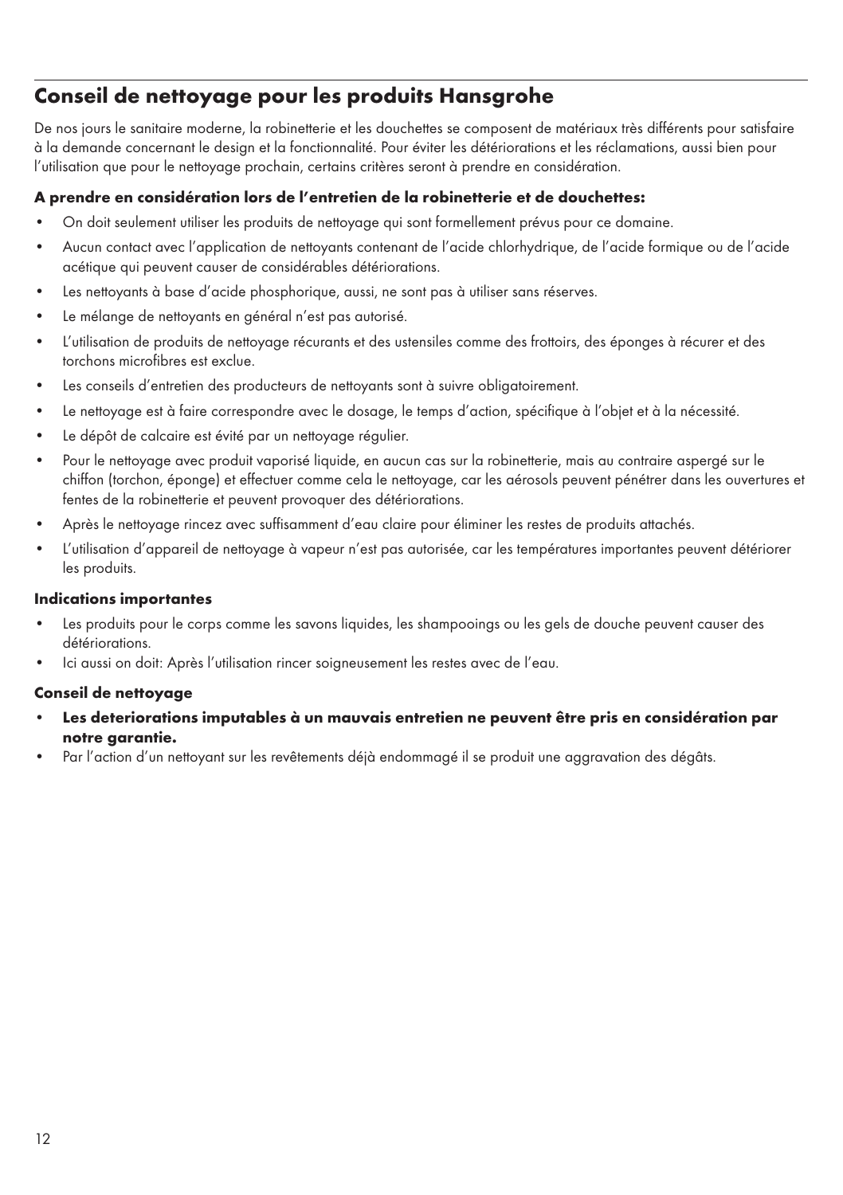## Conseil de nettoyage pour les produits Hansgrohe

De nos jours le sanitaire moderne, la robinetterie et les douchettes se composent de matériaux très différents pour satisfaire à la demande concernant le design et la fonctionnalité. Pour éviter les détériorations et les réclamations, aussi bien pour l'utilisation que pour le nettoyage prochain, certains critères seront à prendre en considération.

**A prendre en considération lors de l'entretien de la robinetterie et de douchettes:**

- On doit seulement utiliser les produits de nettoyage qui sont formellement prévus pour ce domaine.
- Aucun contact avec l'application de nettoyants contenant de l'acide chlorhydrique, de l'acide formique ou de l'acide acétique qui peuvent causer de considérables détériorations.
- Les nettoyants à base d'acide phosphorique, aussi, ne sont pas à utiliser sans réserves.
- Le mélange de nettoyants en général n'est pas autorisé.
- L'utilisation de produits de nettoyage récurants et des ustensiles comme des frottoirs, des éponges à récurer et des torchons microfibres est exclue.
- Les conseils d'entretien des producteurs de nettoyants sont à suivre obligatoirement.
- Le nettoyage est à faire correspondre avec le dosage, le temps d'action, spécifique à l'objet et à la nécessité.
- Le dépôt de calcaire est évité par un nettoyage régulier.
- Pour le nettoyage avec produit vaporisé liquide, en aucun cas sur la robinetterie, mais au contraire aspergé sur le chiffon (torchon, éponge) et effectuer comme cela le nettoyage, car les aérosols peuvent pénétrer dans les ouvertures et fentes de la robinetterie et peuvent provoquer des détériorations.
- Après le nettoyage rincez avec suffisamment d'eau claire pour éliminer les restes de produits attachés.
- L'utilisation d'appareil de nettoyage à vapeur n'est pas autorisée, car les températures importantes peuvent détériorer les produits.

**Indications importantes**

- Les produits pour le corps comme les savons liquides, les shampooings ou les gels de douche peuvent causer des détériorations.
- Ici aussi on doit: Après l'utilisation rincer soigneusement les restes avec de l'eau.

**Conseil de nettoyage**

- **Les deteriorations imputables à un mauvais entretien ne peuvent être pris en considération par notre garantie.**
- Par l'action d'un nettoyant sur les revêtements déjà endommagé il se produit une aggravation des dégâts.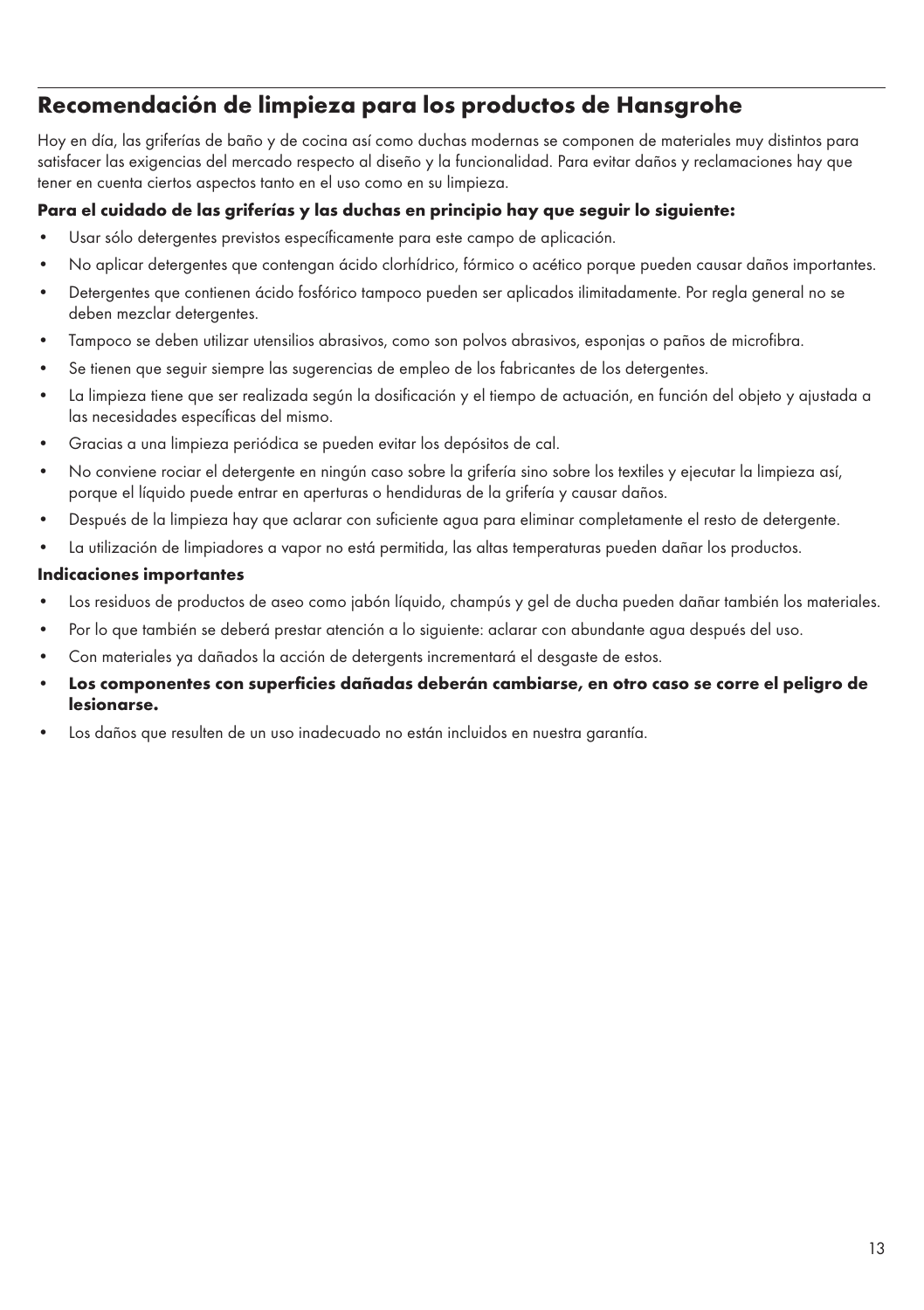## Recomendación de limpieza para los productos de Hansgrohe

Hoy en día, las griferías de baño y de cocina así como duchas modernas se componen de materiales muy distintos para satisfacer las exigencias del mercado respecto al diseño y la funcionalidad. Para evitar daños y reclamaciones hay que tener en cuenta ciertos aspectos tanto en el uso como en su limpieza.

**Para el cuidado de las griferías y las duchas en principio hay que seguir lo siguiente:**

- Usar sólo detergentes previstos específicamente para este campo de aplicación.
- No aplicar detergentes que contengan ácido clorhídrico, fórmico o acético porque pueden causar daños importantes.
- Detergentes que contienen ácido fosfórico tampoco pueden ser aplicados ilimitadamente. Por regla general no se deben mezclar detergentes.
- Tampoco se deben utilizar utensilios abrasivos, como son polvos abrasivos, esponjas o paños de microfibra.
- Se tienen que seguir siempre las sugerencias de empleo de los fabricantes de los detergentes.
- La limpieza tiene que ser realizada según la dosificación y el tiempo de actuación, en función del objeto y ajustada a las necesidades específicas del mismo.
- Gracias a una limpieza periódica se pueden evitar los depósitos de cal.
- No conviene rociar el detergente en ningún caso sobre la grifería sino sobre los textiles y ejecutar la limpieza así, porque el líquido puede entrar en aperturas o hendiduras de la grifería y causar daños.
- Después de la limpieza hay que aclarar con suficiente agua para eliminar completamente el resto de detergente.
- La utilización de limpiadores a vapor no está permitida, las altas temperaturas pueden dañar los productos.

**Indicaciones importantes**

- Los residuos de productos de aseo como jabón líquido, champús y gel de ducha pueden dañar también los materiales.
- Por lo que también se deberá prestar atención a lo siguiente: aclarar con abundante agua después del uso.
- Con materiales ya dañados la acción de detergents incrementará el desgaste de estos.
- **Los componentes con superficies dañadas deberán cambiarse, en otro caso se corre el peligro de lesionarse.**
- Los daños que resulten de un uso inadecuado no están incluidos en nuestra garantía.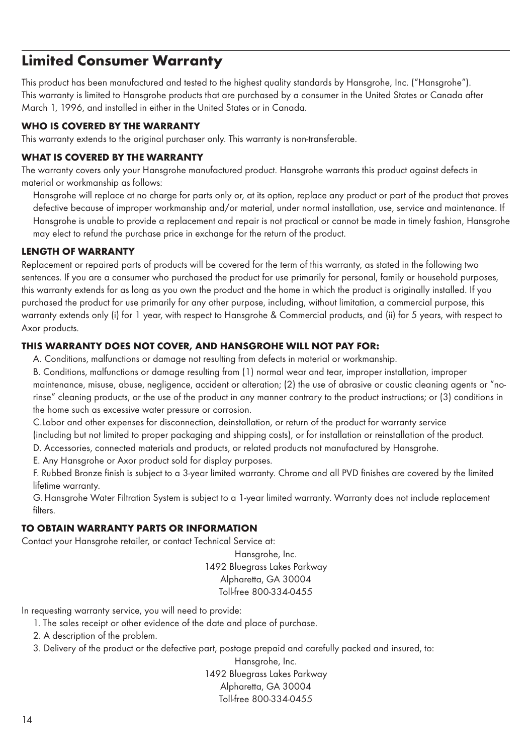# Limited Consumer Warranty

This product has been manufactured and tested to the highest quality standards by Hansgrohe, Inc. ("Hansgrohe"). This warranty is limited to Hansgrohe products that are purchased by a consumer in the United States or Canada after March 1, 1996, and installed in either in the United States or in Canada.

**WHO IS COVERED BY THE WARRANTY**

This warranty extends to the original purchaser only. This warranty is non-transferable.

**WHAT IS COVERED BY THE WARRANTY**

The warranty covers only your Hansgrohe manufactured product. Hansgrohe warrants this product against defects in material or workmanship as follows:

Hansgrohe will replace at no charge for parts only or, at its option, replace any product or part of the product that proves defective because of improper workmanship and/or material, under normal installation, use, service and maintenance. If Hansgrohe is unable to provide a replacement and repair is not practical or cannot be made in timely fashion, Hansgrohe may elect to refund the purchase price in exchange for the return of the product.

**LENGTH OF WARRANTY**

Replacement or repaired parts of products will be covered for the term of this warranty, as stated in the following two sentences. If you are a consumer who purchased the product for use primarily for personal, family or household purposes, this warranty extends for as long as you own the product and the home in which the product is originally installed. If you purchased the product for use primarily for any other purpose, including, without limitation, a commercial purpose, this warranty extends only (i) for 1 year, with respect to Hansgrohe & Commercial products, and (ii) for 5 years, with respect to Axor products.

**THIS WARRANTY DOES NOT COVER, AND HANSGROHE WILL NOT PAY FOR:**

A. Conditions, malfunctions or damage not resulting from defects in material or workmanship.

B. Conditions, malfunctions or damage resulting from (1) normal wear and tear, improper installation, improper maintenance, misuse, abuse, negligence, accident or alteration; (2) the use of abrasive or caustic cleaning agents or "no-rinse" cleaning products, or the use of the product in any manner contrary to the product instructions; or (3) conditions in the home such as excessive water pressure or corrosion.

C.Labor and other expenses for disconnection, deinstallation, or return of the product for warranty service (including but not limited to proper packaging and shipping costs), or for installation or reinstallation of the product.

D. Accessories, connected materials and products, or related products not manufactured by Hansgrohe.

E. Any Hansgrohe or Axor product sold for display purposes.

F. Rubbed Bronze finish is subject to a 3-year limited warranty. Chrome and all PVD finishes are covered by the limited lifetime warranty.

G. Hansgrohe Water Filtration System is subject to a 1-year limited warranty. Warranty does not include replacement filters.

**TO OBTAIN WARRANTY PARTS OR INFORMATION**

Contact your Hansgrohe retailer, or contact Technical Service at:

Hansgrohe, Inc.
1492 Bluegrass Lakes Parkway
Alpharetta, GA 30004
Toll-free 800-334-0455

In requesting warranty service, you will need to provide:

1. The sales receipt or other evidence of the date and place of purchase.
2. A description of the problem.
3. Delivery of the product or the defective part, postage prepaid and carefully packed and insured, to:

Hansgrohe, Inc.
1492 Bluegrass Lakes Parkway
Alpharetta, GA 30004
Toll-free 800-334-0455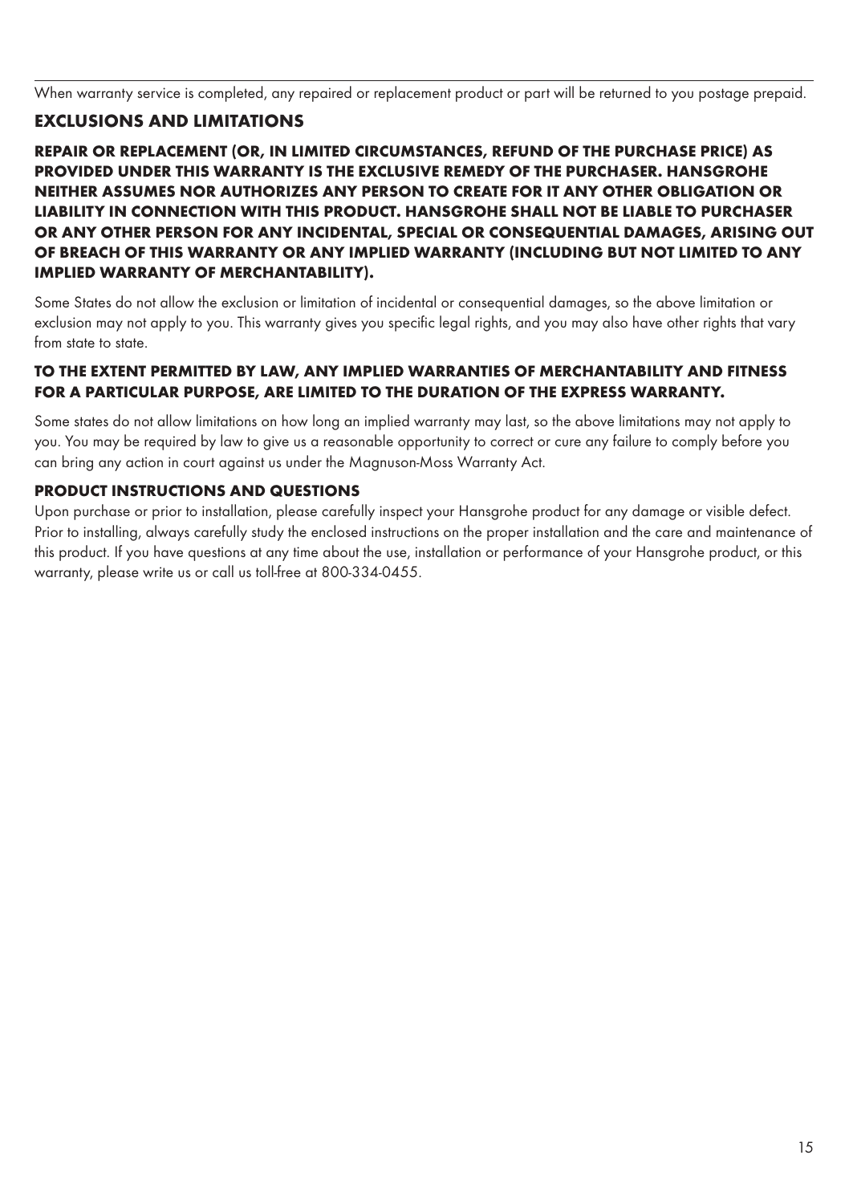When warranty service is completed, any repaired or replacement product or part will be returned to you postage prepaid.

## EXCLUSIONS AND LIMITATIONS

**REPAIR OR REPLACEMENT (OR, IN LIMITED CIRCUMSTANCES, REFUND OF THE PURCHASE PRICE) AS PROVIDED UNDER THIS WARRANTY IS THE EXCLUSIVE REMEDY OF THE PURCHASER. HANSGROHE NEITHER ASSUMES NOR AUTHORIZES ANY PERSON TO CREATE FOR IT ANY OTHER OBLIGATION OR LIABILITY IN CONNECTION WITH THIS PRODUCT. HANSGROHE SHALL NOT BE LIABLE TO PURCHASER OR ANY OTHER PERSON FOR ANY INCIDENTAL, SPECIAL OR CONSEQUENTIAL DAMAGES, ARISING OUT OF BREACH OF THIS WARRANTY OR ANY IMPLIED WARRANTY (INCLUDING BUT NOT LIMITED TO ANY IMPLIED WARRANTY OF MERCHANTABILITY).**

Some States do not allow the exclusion or limitation of incidental or consequential damages, so the above limitation or exclusion may not apply to you. This warranty gives you specific legal rights, and you may also have other rights that vary from state to state.

**TO THE EXTENT PERMITTED BY LAW, ANY IMPLIED WARRANTIES OF MERCHANTABILITY AND FITNESS FOR A PARTICULAR PURPOSE, ARE LIMITED TO THE DURATION OF THE EXPRESS WARRANTY.**

Some states do not allow limitations on how long an implied warranty may last, so the above limitations may not apply to you. You may be required by law to give us a reasonable opportunity to correct or cure any failure to comply before you can bring any action in court against us under the Magnuson-Moss Warranty Act.

## PRODUCT INSTRUCTIONS AND QUESTIONS

Upon purchase or prior to installation, please carefully inspect your Hansgrohe product for any damage or visible defect. Prior to installing, always carefully study the enclosed instructions on the proper installation and the care and maintenance of this product. If you have questions at any time about the use, installation or performance of your Hansgrohe product, or this warranty, please write us or call us toll-free at 800-334-0455.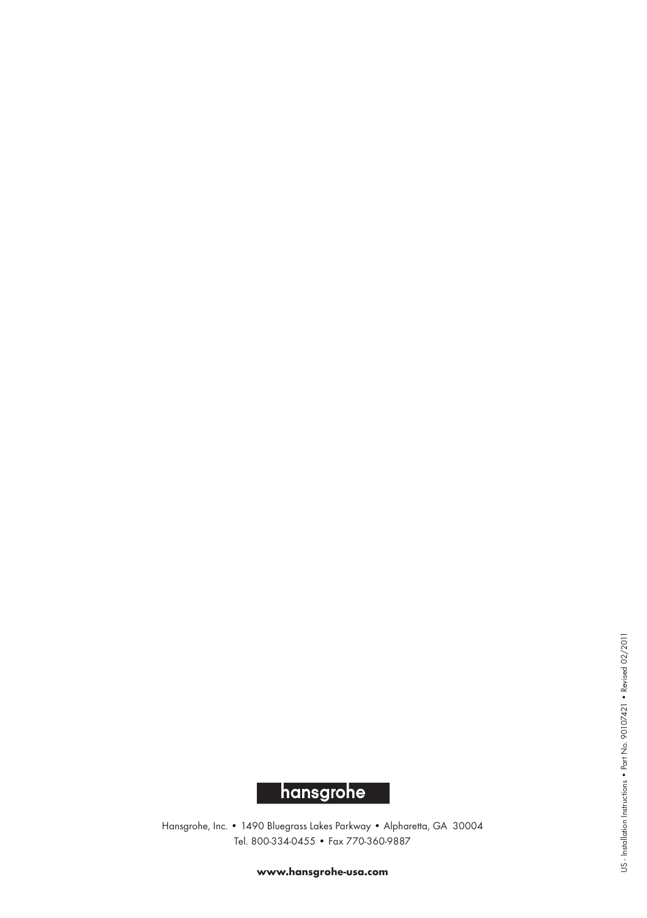hansgrohe

Hansgrohe, Inc. • 1490 Bluegrass Lakes Parkway • Alpharetta, GA 30004
Tel. 800-334-0455 • Fax 770-360-9887

**www.hansgrohe-usa.com**

US - Installation Instructions • Part No. 90107421 • Revised 02/2011